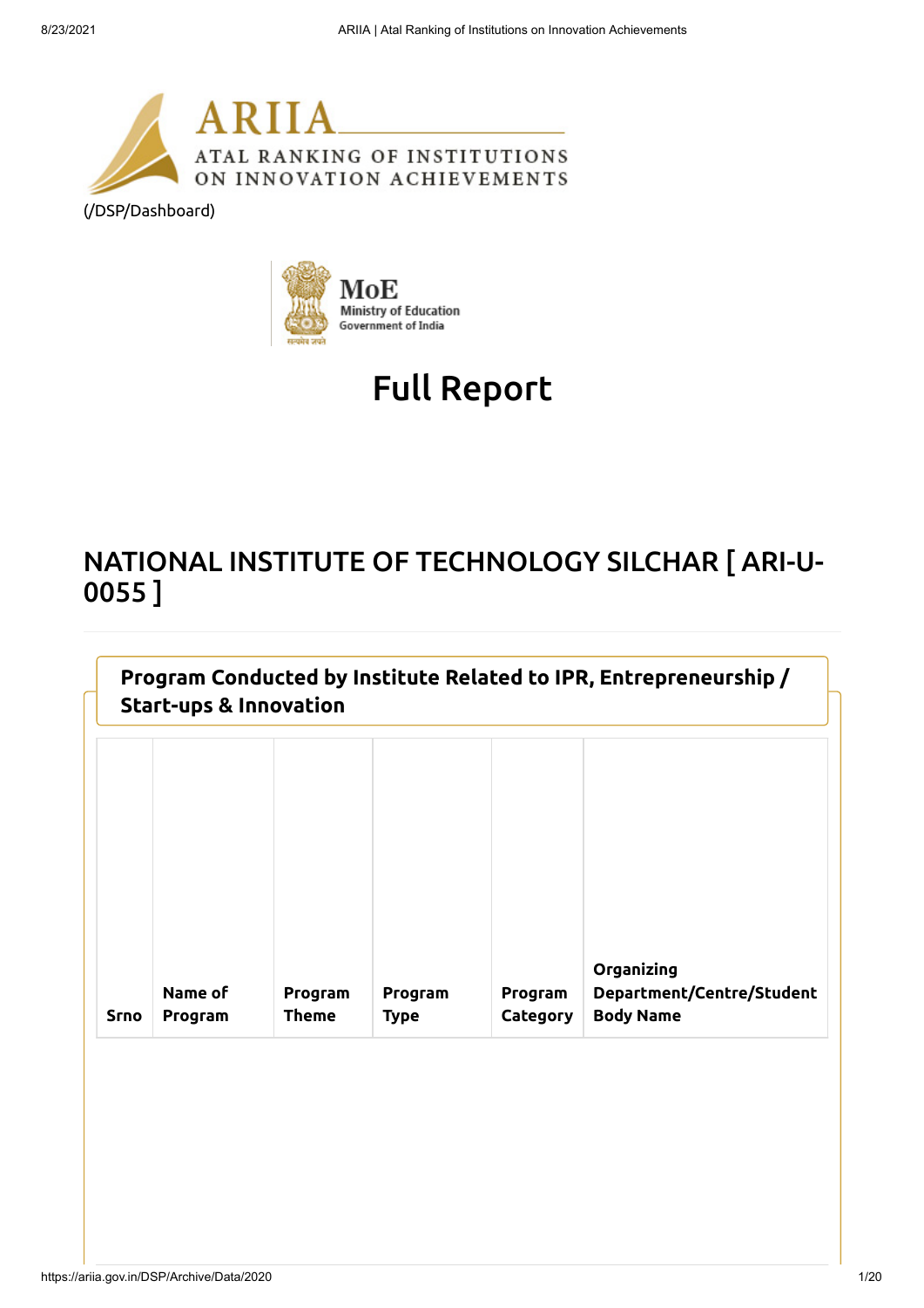ARIIA
ATAL RANKING OF INSTITUTIONS ON INNOVATION ACHIEVEMENTS

(/DSP/Dashboard)

MoE
Ministry of Education
Government of India

# Full Report

## NATIONAL INSTITUTE OF TECHNOLOGY SILCHAR [ ARI-U-0055 ]

### Program Conducted by Institute Related to IPR, Entrepreneurship / Start-ups & Innovation

| Srno | Name of Program | Program Theme | Program Type | Program Category | Organizing Department/Centre/Student Body Name |
|---|---|---|---|---|---|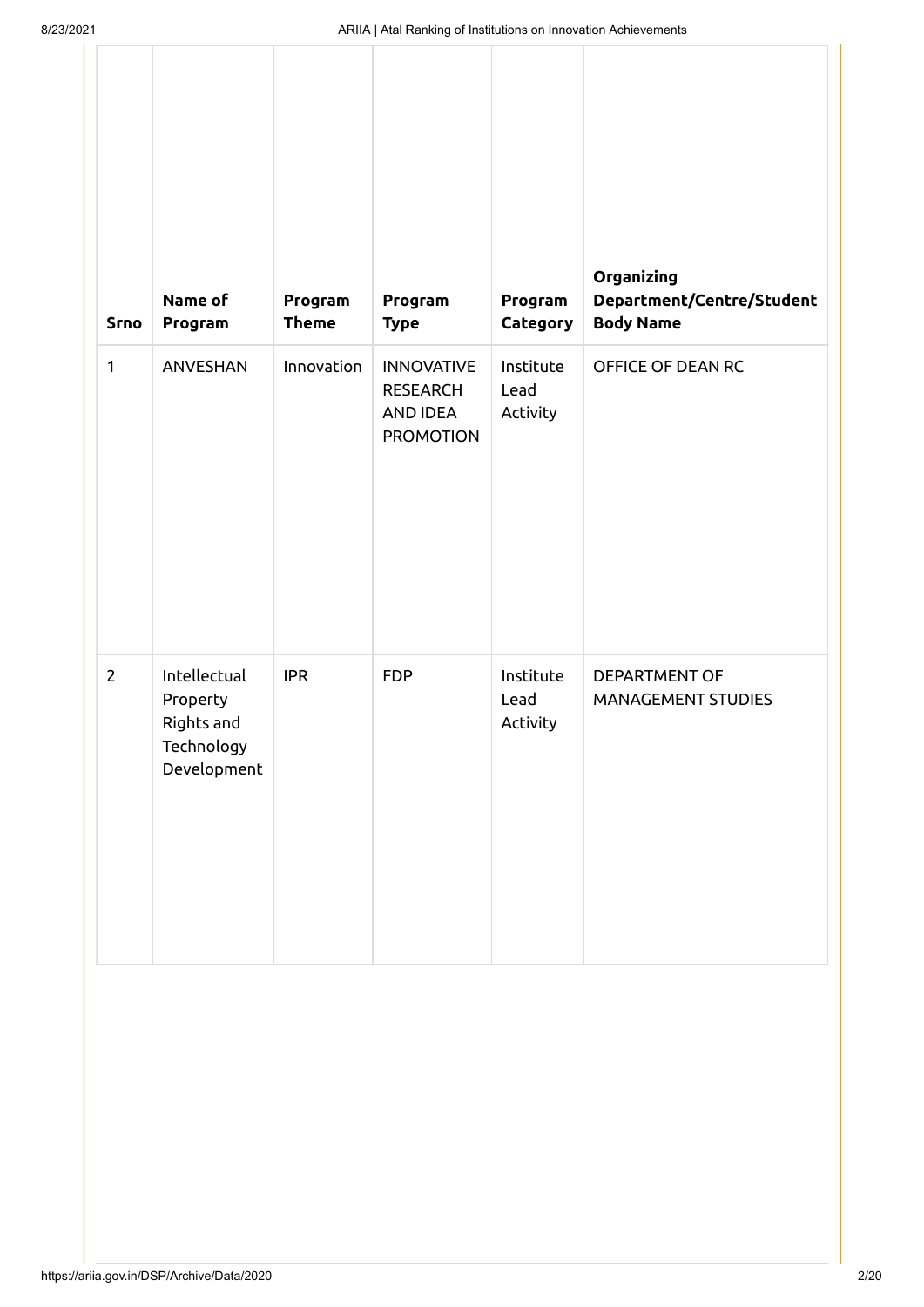| Srno | Name of Program | Program Theme | Program Type | Program Category | Organizing Department/Centre/Student Body Name |
|---|---|---|---|---|---|
| 1 | ANVESHAN | Innovation | INNOVATIVE RESEARCH AND IDEA PROMOTION | Institute Lead Activity | OFFICE OF DEAN RC |
| 2 | Intellectual Property Rights and Technology Development | IPR | FDP | Institute Lead Activity | DEPARTMENT OF MANAGEMENT STUDIES |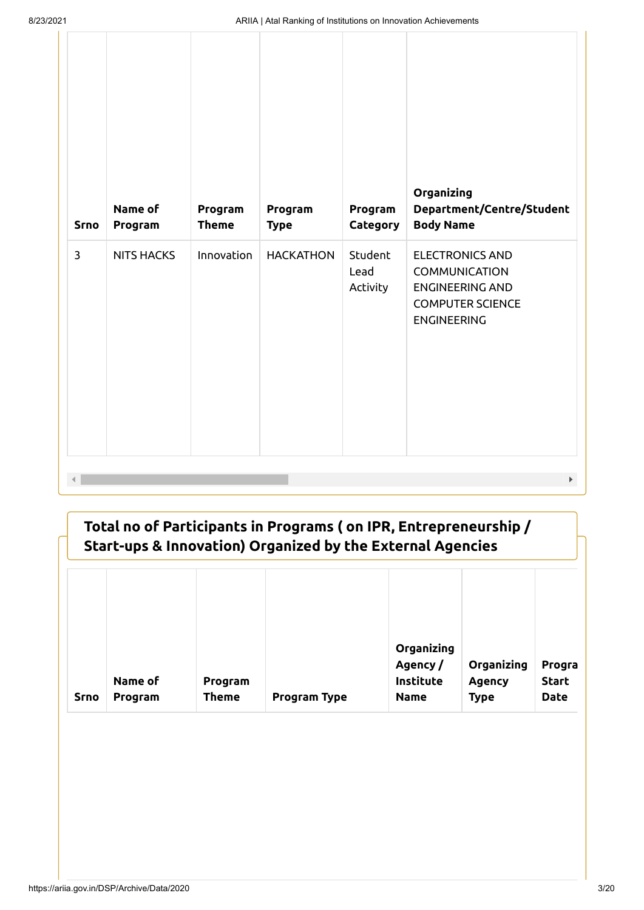| Srno | Name of Program | Program Theme | Program Type | Program Category | Organizing Department/Centre/Student Body Name |
|---|---|---|---|---|---|
| 3 | NITS HACKS | Innovation | HACKATHON | Student Lead Activity | ELECTRONICS AND COMMUNICATION ENGINEERING AND COMPUTER SCIENCE ENGINEERING |

## Total no of Participants in Programs ( on IPR, Entrepreneurship / Start-ups & Innovation) Organized by the External Agencies

| Srno | Name of Program | Program Theme | Program Type | Organizing Agency / Institute Name | Organizing Agency Type | Progra Start Date |
|---|---|---|---|---|---|---|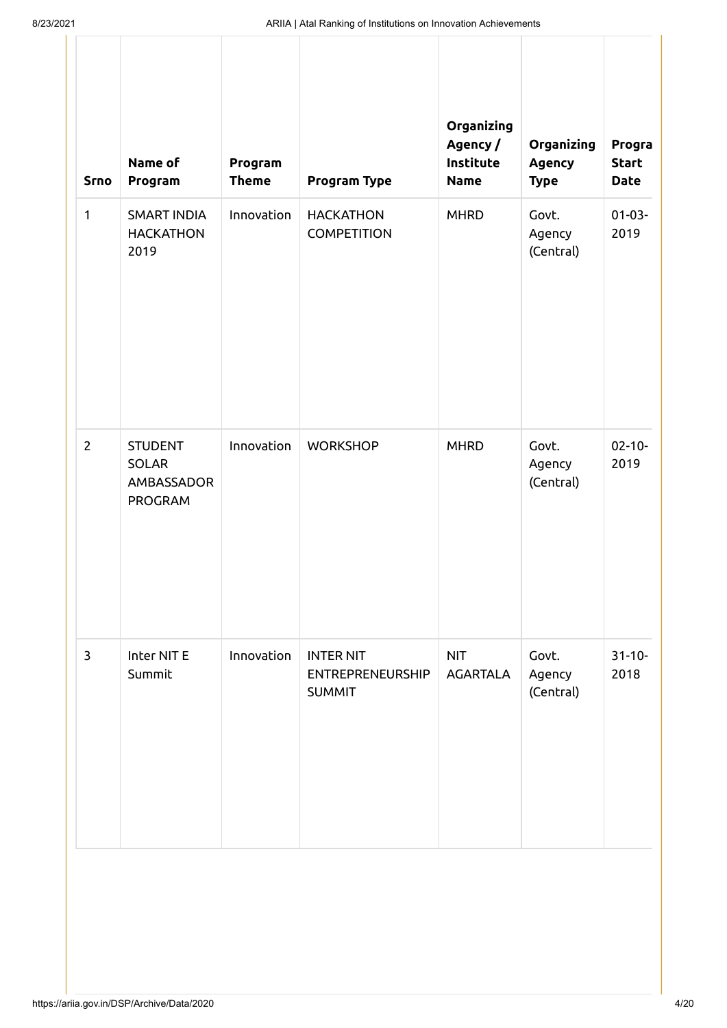| Srno | Name of Program | Program Theme | Program Type | Organizing Agency / Institute Name | Organizing Agency Type | Progra Start Date |
|---|---|---|---|---|---|---|
| 1 | SMART INDIA HACKATHON 2019 | Innovation | HACKATHON COMPETITION | MHRD | Govt. Agency (Central) | 01-03-2019 |
| 2 | STUDENT SOLAR AMBASSADOR PROGRAM | Innovation | WORKSHOP | MHRD | Govt. Agency (Central) | 02-10-2019 |
| 3 | Inter NIT E Summit | Innovation | INTER NIT ENTREPRENEURSHIP SUMMIT | NIT AGARTALA | Govt. Agency (Central) | 31-10-2018 |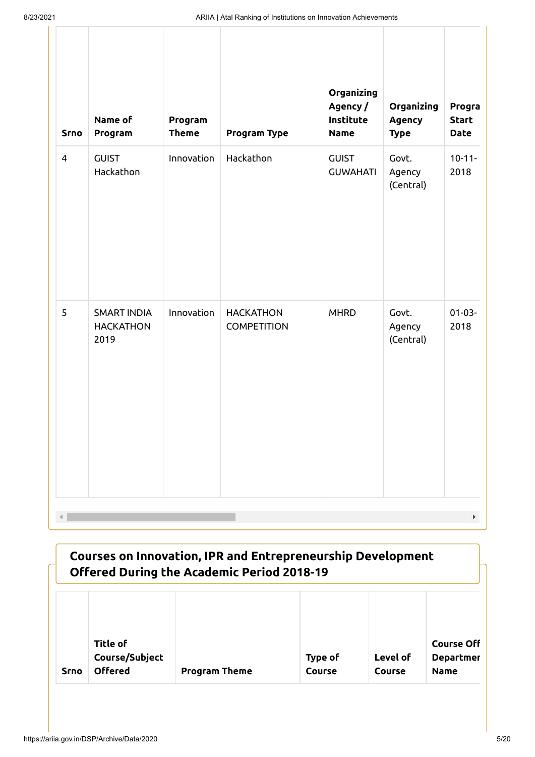| Srno | Name of Program | Program Theme | Program Type | Organizing Agency / Institute Name | Organizing Agency Type | Progra Start Date |
|---|---|---|---|---|---|---|
| 4 | GUIST Hackathon | Innovation | Hackathon | GUIST GUWAHATI | Govt. Agency (Central) | 10-11-2018 |
| 5 | SMART INDIA HACKATHON 2019 | Innovation | HACKATHON COMPETITION | MHRD | Govt. Agency (Central) | 01-03-2018 |

## Courses on Innovation, IPR and Entrepreneurship Development Offered During the Academic Period 2018-19

| Srno | Title of Course/Subject Offered | Program Theme | Type of Course | Level of Course | Course Off Departmer Name |
|---|---|---|---|---|---|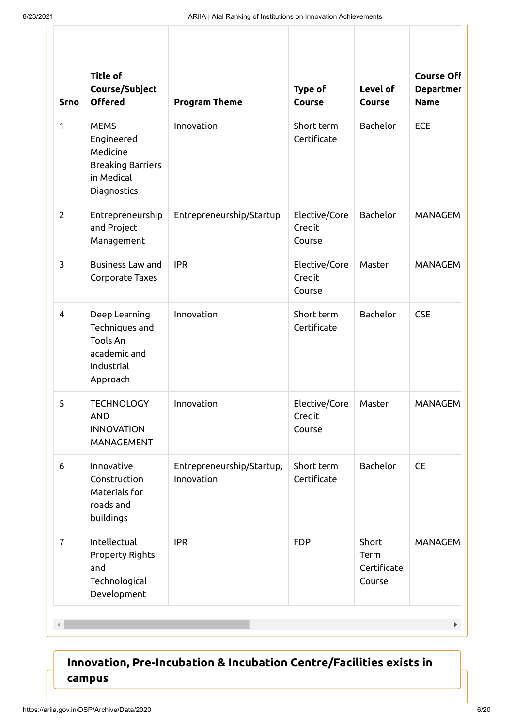| Srno | Title of Course/Subject Offered | Program Theme | Type of Course | Level of Course | Course Off Departmer Name |
|---|---|---|---|---|---|
| 1 | MEMS Engineered Medicine Breaking Barriers in Medical Diagnostics | Innovation | Short term Certificate | Bachelor | ECE |
| 2 | Entrepreneurship and Project Management | Entrepreneurship/Startup | Elective/Core Credit Course | Bachelor | MANAGEM |
| 3 | Business Law and Corporate Taxes | IPR | Elective/Core Credit Course | Master | MANAGEM |
| 4 | Deep Learning Techniques and Tools An academic and Industrial Approach | Innovation | Short term Certificate | Bachelor | CSE |
| 5 | TECHNOLOGY AND INNOVATION MANAGEMENT | Innovation | Elective/Core Credit Course | Master | MANAGEM |
| 6 | Innovative Construction Materials for roads and buildings | Entrepreneurship/Startup, Innovation | Short term Certificate | Bachelor | CE |
| 7 | Intellectual Property Rights and Technological Development | IPR | FDP | Short Term Certificate Course | MANAGEM |

## Innovation, Pre-Incubation & Incubation Centre/Facilities exists in campus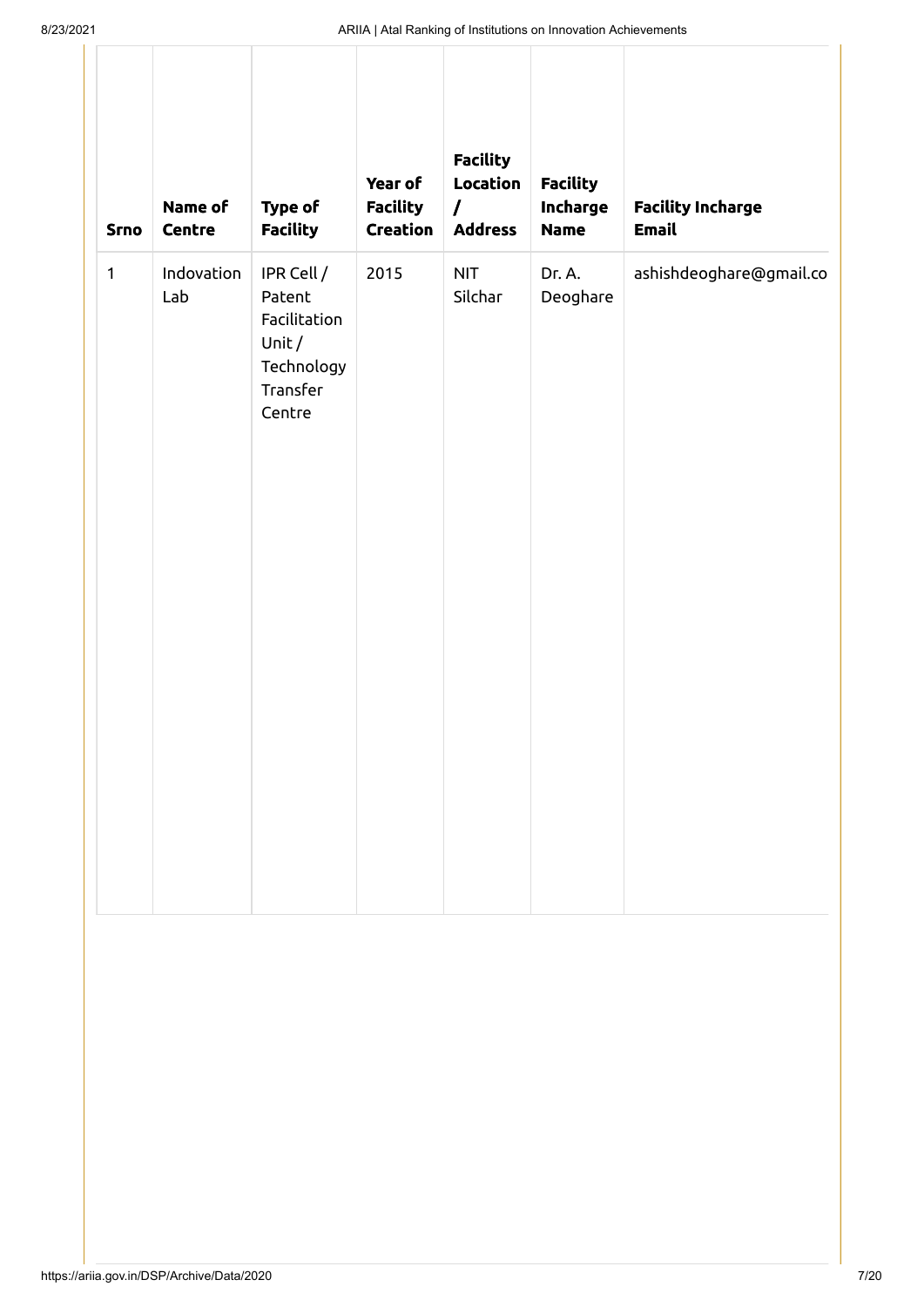| Srno | Name of Centre | Type of Facility | Year of Facility Creation | Facility Location / Address | Facility Incharge Name | Facility Incharge Email |
|---|---|---|---|---|---|---|
| 1 | Indovation Lab | IPR Cell / Patent Facilitation Unit / Technology Transfer Centre | 2015 | NIT Silchar | Dr. A. Deoghare | ashishdeoghare@gmail.co |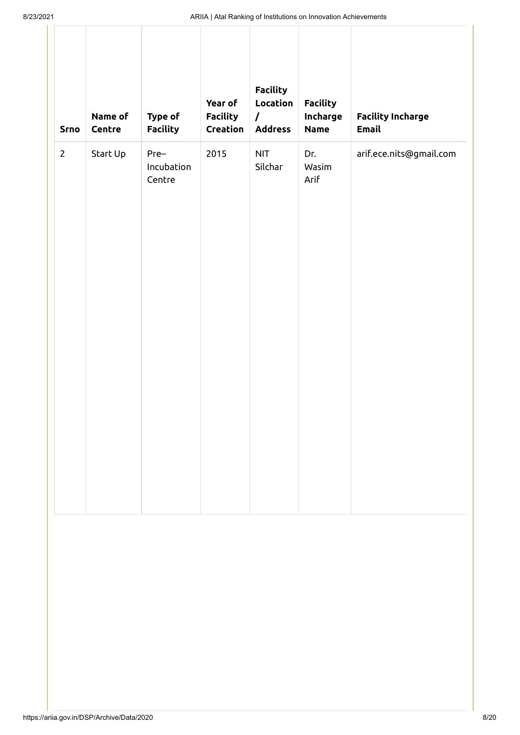| Srno | Name of Centre | Type of Facility | Year of Facility Creation | Facility Location / Address | Facility Incharge Name | Facility Incharge Email |
|---|---|---|---|---|---|---|
| 2 | Start Up | Pre–Incubation Centre | 2015 | NIT Silchar | Dr. Wasim Arif | arif.ece.nits@gmail.com |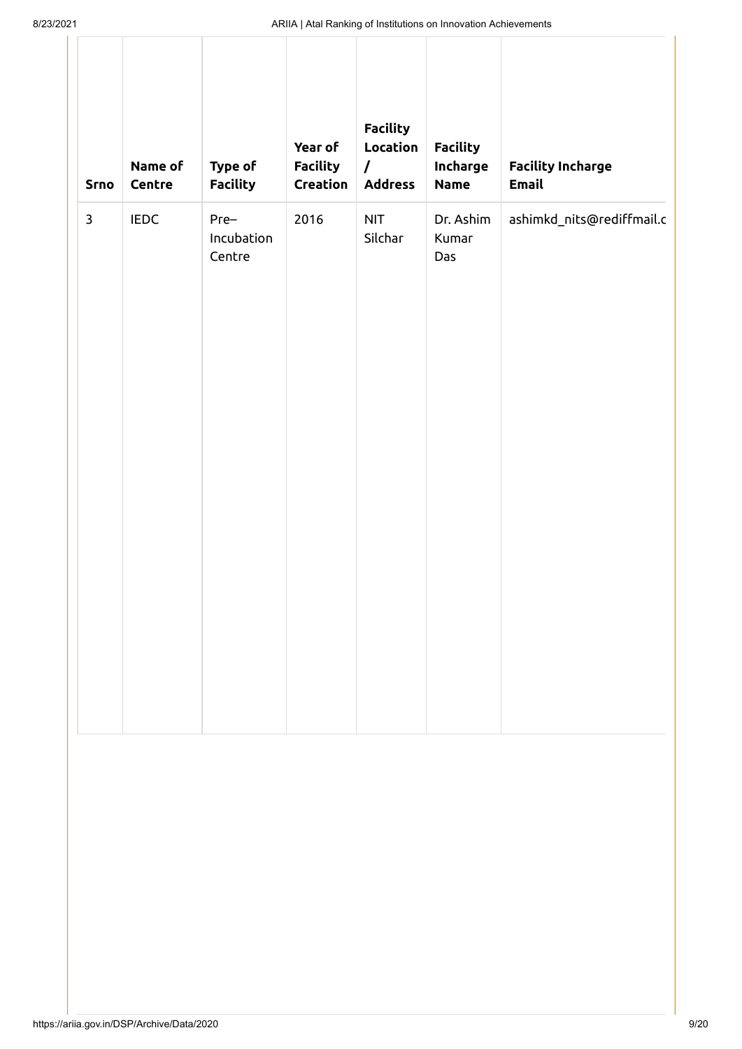| Srno | Name of Centre | Type of Facility | Year of Facility Creation | Facility Location / Address | Facility Incharge Name | Facility Incharge Email |
|---|---|---|---|---|---|---|
| 3 | IEDC | Pre–Incubation Centre | 2016 | NIT Silchar | Dr. Ashim Kumar Das | ashimkd_nits@rediffmail.c |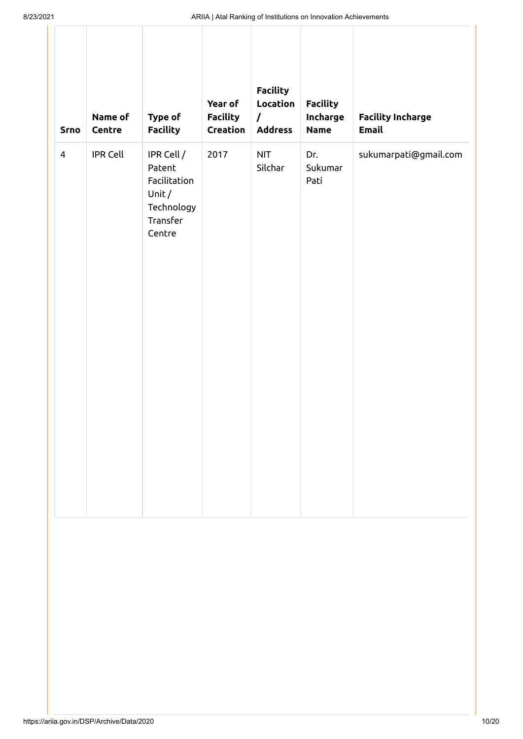| Srno | Name of Centre | Type of Facility | Year of Facility Creation | Facility Location / Address | Facility Incharge Name | Facility Incharge Email |
|---|---|---|---|---|---|---|
| 4 | IPR Cell | IPR Cell / Patent Facilitation Unit / Technology Transfer Centre | 2017 | NIT Silchar | Dr. Sukumar Pati | sukumarpati@gmail.com |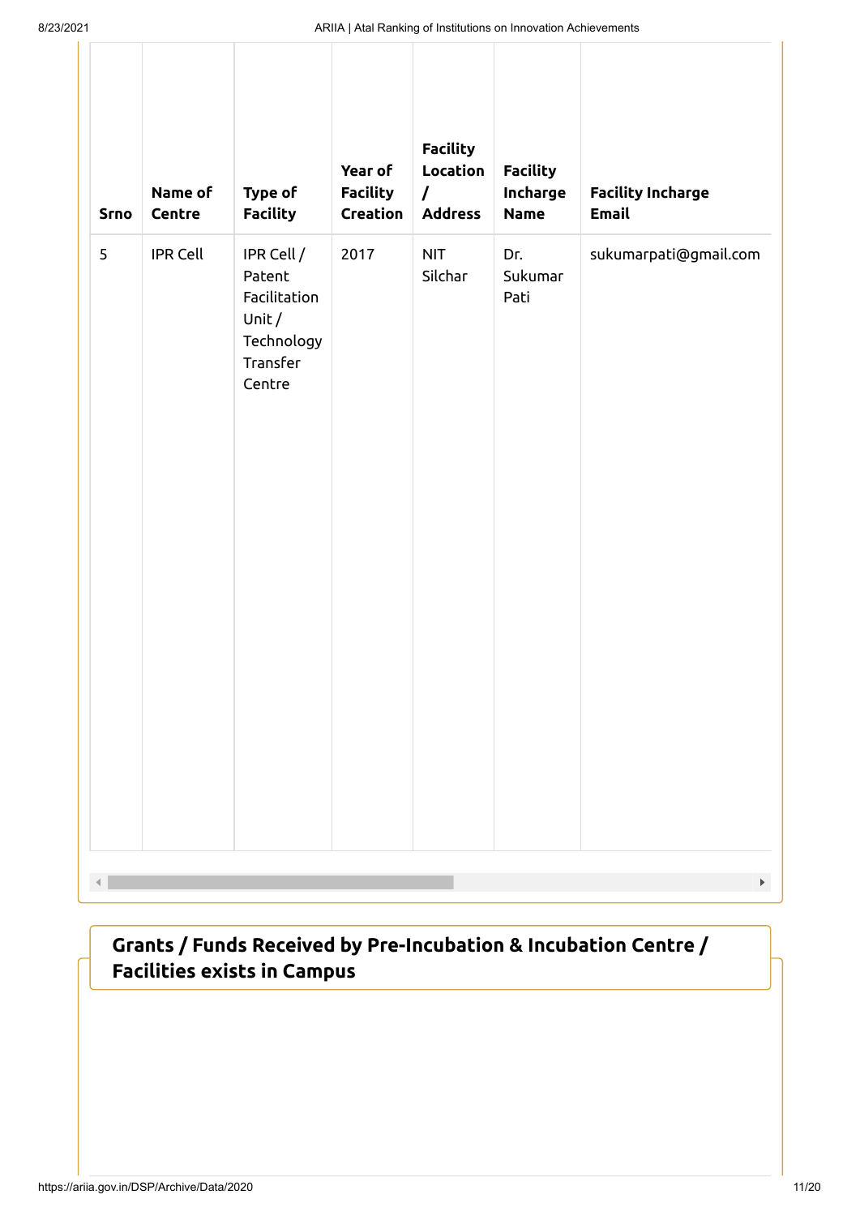| Srno | Name of Centre | Type of Facility | Year of Facility Creation | Facility Location / Address | Facility Incharge Name | Facility Incharge Email |
|---|---|---|---|---|---|---|
| 5 | IPR Cell | IPR Cell / Patent Facilitation Unit / Technology Transfer Centre | 2017 | NIT Silchar | Dr. Sukumar Pati | sukumarpati@gmail.com |

## Grants / Funds Received by Pre-Incubation & Incubation Centre / Facilities exists in Campus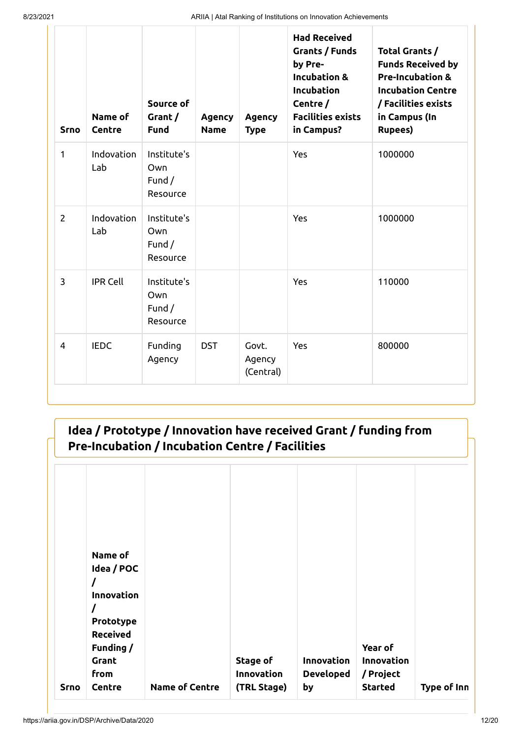| Srno | Name of Centre | Source of Grant / Fund | Agency Name | Agency Type | Had Received Grants / Funds by Pre-Incubation & Incubation Centre / Facilities exists in Campus? | Total Grants / Funds Received by Pre-Incubation & Incubation Centre / Facilities exists in Campus (In Rupees) |
|---|---|---|---|---|---|---|
| 1 | Indovation Lab | Institute's Own Fund / Resource | | | Yes | 1000000 |
| 2 | Indovation Lab | Institute's Own Fund / Resource | | | Yes | 1000000 |
| 3 | IPR Cell | Institute's Own Fund / Resource | | | Yes | 110000 |
| 4 | IEDC | Funding Agency | DST | Govt. Agency (Central) | Yes | 800000 |

## Idea / Prototype / Innovation have received Grant / funding from Pre-Incubation / Incubation Centre / Facilities

| Srno | Name of Idea / POC / Innovation / Prototype Received Funding / Grant from Centre | Name of Centre | Stage of Innovation (TRL Stage) | Innovation Developed by | Year of Innovation / Project Started | Type of Inn |
|---|---|---|---|---|---|---|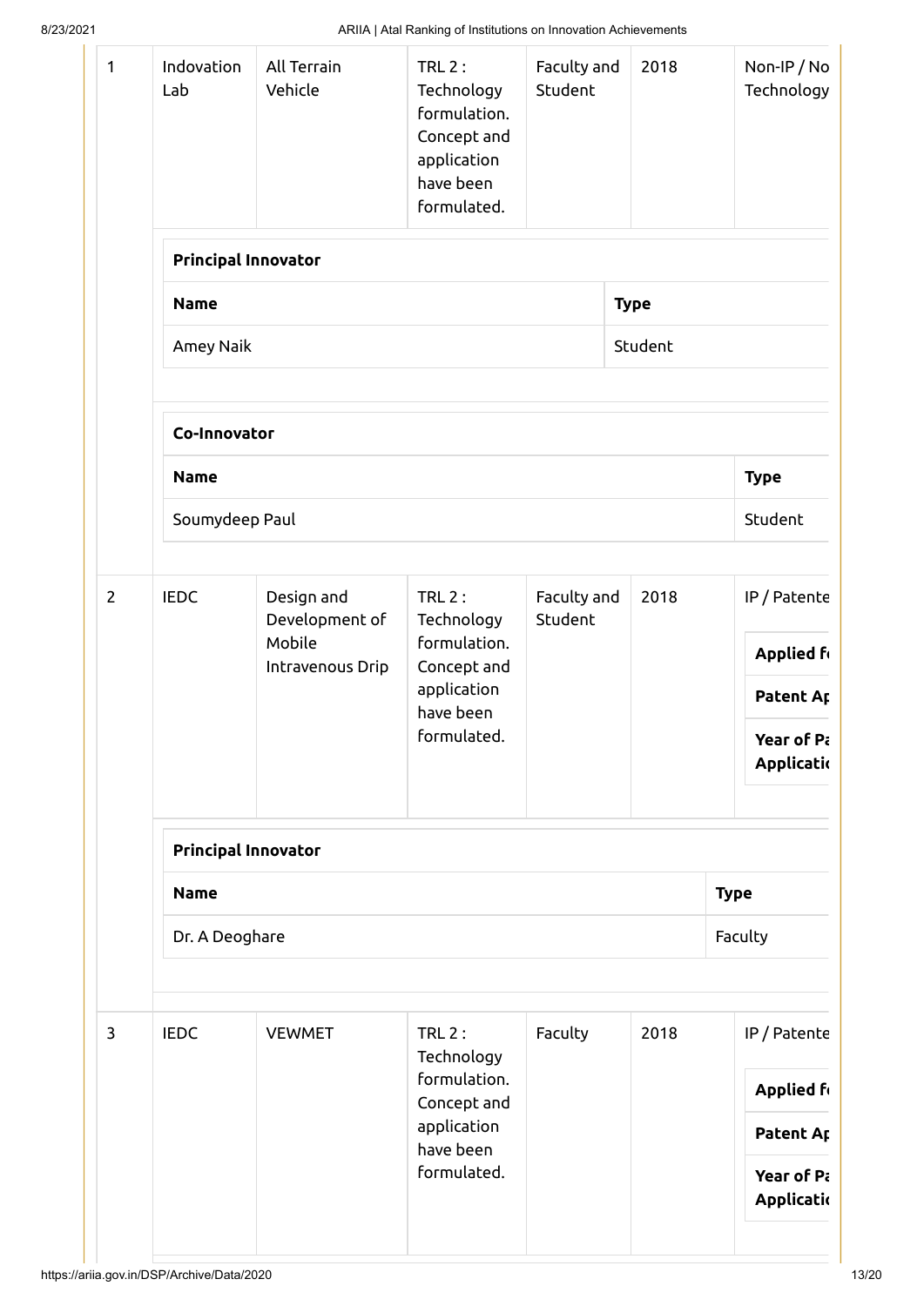| 1 | Indovation Lab | All Terrain Vehicle | TRL 2 : Technology formulation. Concept and application have been formulated. | Faculty and Student | 2018 | Non-IP / No Technology |
|---|---|---|---|---|---|---|

**Principal Innovator**

| Name | Type |
|---|---|
| Amey Naik | Student |

**Co-Innovator**

| Name | Type |
|---|---|
| Soumydeep Paul | Student |

| 2 | IEDC | Design and Development of Mobile Intravenous Drip | TRL 2 : Technology formulation. Concept and application have been formulated. | Faculty and Student | 2018 | IP / Patente |
|---|---|---|---|---|---|---|

| Applied f |
|---|
| Patent Ap |
| Year of Pa Applicati |

**Principal Innovator**

| Name | Type |
|---|---|
| Dr. A Deoghare | Faculty |

| 3 | IEDC | VEWMET | TRL 2 : Technology formulation. Concept and application have been formulated. | Faculty | 2018 | IP / Patente |
|---|---|---|---|---|---|---|

| Applied f |
|---|
| Patent Ap |
| Year of Pa Applicati |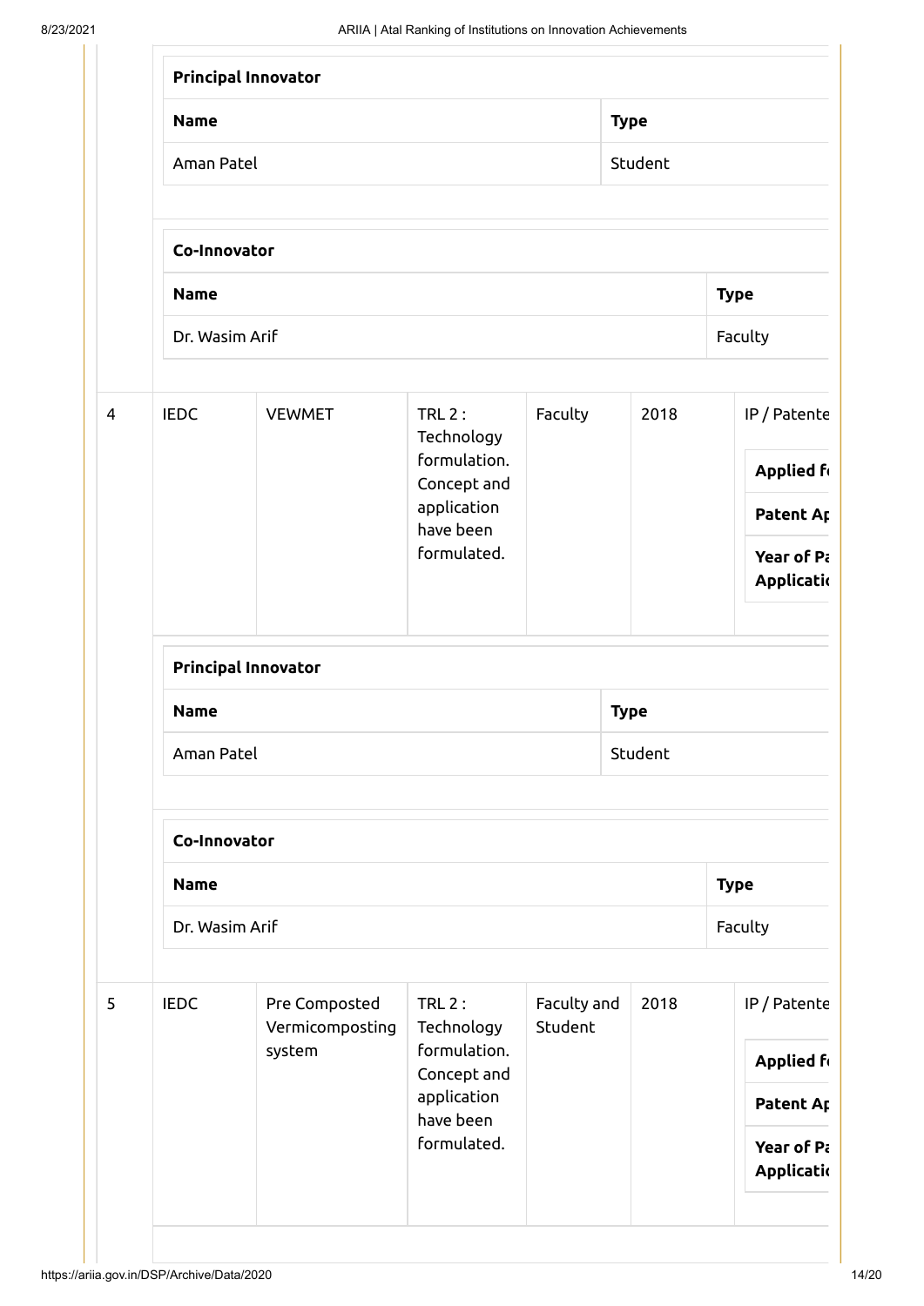**Principal Innovator**

| Name | Type |
|---|---|
| Aman Patel | Student |

**Co-Innovator**

| Name | Type |
|---|---|
| Dr. Wasim Arif | Faculty |

| | | | | | | |
|---|---|---|---|---|---|---|
| 4 | IEDC | VEWMET | TRL 2 : Technology formulation. Concept and application have been formulated. | Faculty | 2018 | IP / Patente<br>**Applied f**<br>**Patent Ap**<br>**Year of Pa Applicati** |

**Principal Innovator**

| Name | Type |
|---|---|
| Aman Patel | Student |

**Co-Innovator**

| Name | Type |
|---|---|
| Dr. Wasim Arif | Faculty |

| | | | | | | |
|---|---|---|---|---|---|---|
| 5 | IEDC | Pre Composted Vermicomposting system | TRL 2 : Technology formulation. Concept and application have been formulated. | Faculty and Student | 2018 | IP / Patente<br>**Applied f**<br>**Patent Ap**<br>**Year of Pa Applicati** |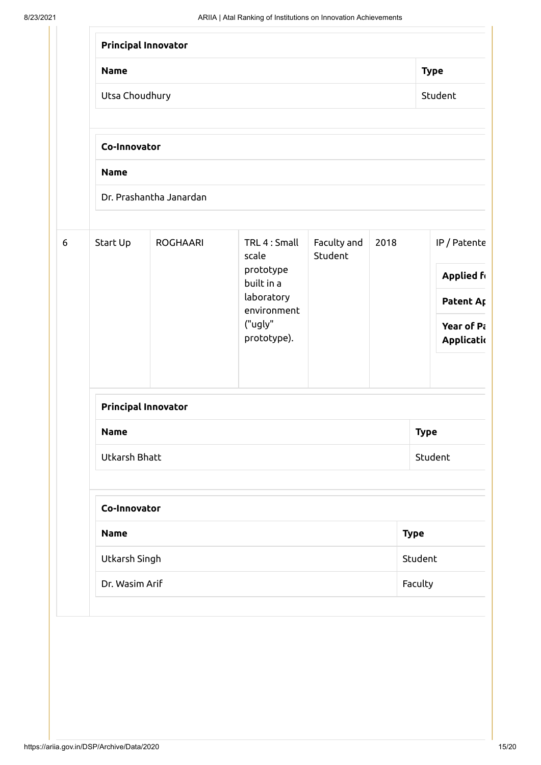| Principal Innovator | |
|---|---|
| **Name** | **Type** |
| Utsa Choudhury | Student |

| Co-Innovator |
|---|
| **Name** |
| Dr. Prashantha Janardan |

| 6 | Start Up | ROGHAARI | TRL 4 : Small scale prototype built in a laboratory environment ("ugly" prototype). | Faculty and Student | 2018 | IP / Patente<br>**Applied f**<br>**Patent Ap**<br>**Year of Pa Applicati** |
|---|---|---|---|---|---|---|

| Principal Innovator | |
|---|---|
| **Name** | **Type** |
| Utkarsh Bhatt | Student |

| Co-Innovator | |
|---|---|
| **Name** | **Type** |
| Utkarsh Singh | Student |
| Dr. Wasim Arif | Faculty |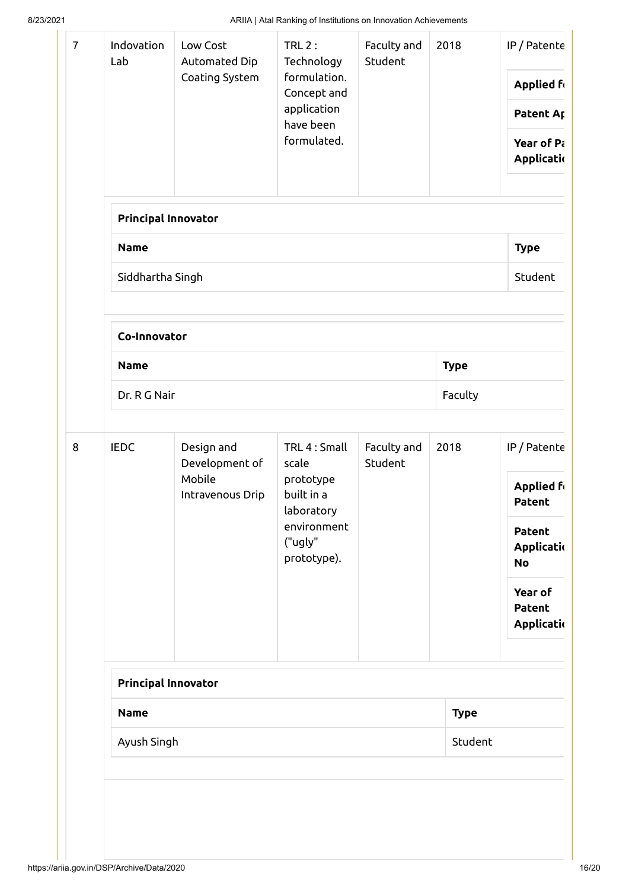| 7 | Indovation Lab | Low Cost Automated Dip Coating System | TRL 2 : Technology formulation. Concept and application have been formulated. | Faculty and Student | 2018 | IP / Patente |
|---|---|---|---|---|---|---|

| Applied f |
|---|
| Patent Ap |
| Year of Pa Applicati |

**Principal Innovator**

| Name | Type |
|---|---|
| Siddhartha Singh | Student |

**Co-Innovator**

| Name | Type |
|---|---|
| Dr. R G Nair | Faculty |

| 8 | IEDC | Design and Development of Mobile Intravenous Drip | TRL 4 : Small scale prototype built in a laboratory environment ("ugly" prototype). | Faculty and Student | 2018 | IP / Patente |
|---|---|---|---|---|---|---|

| Applied f Patent |
|---|
| Patent Applicati No |
| Year of Patent Applicati |

**Principal Innovator**

| Name | Type |
|---|---|
| Ayush Singh | Student |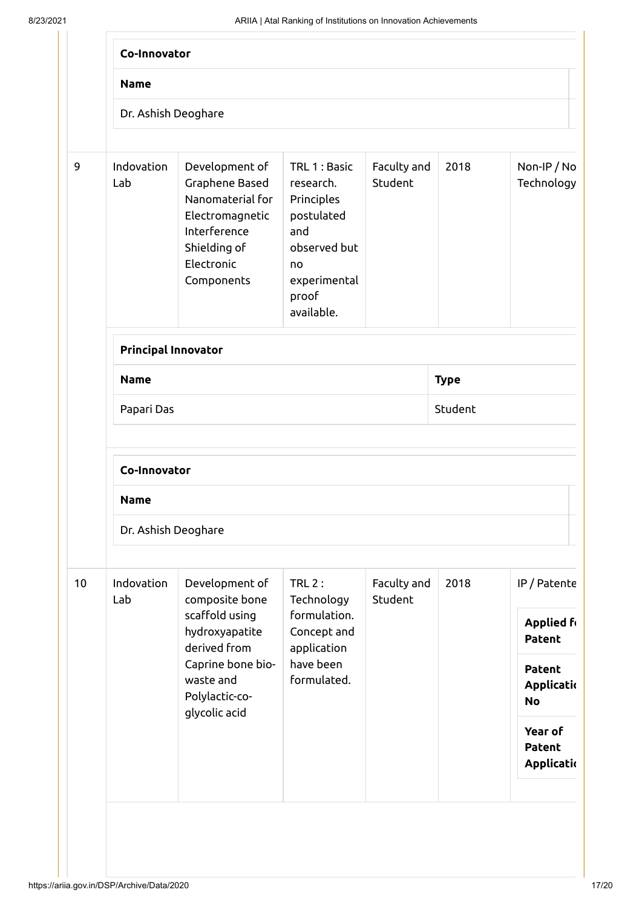**Co-Innovator**

| Name |
|---|
| Dr. Ashish Deoghare |

| 9 | Indovation Lab | Development of Graphene Based Nanomaterial for Electromagnetic Interference Shielding of Electronic Components | TRL 1 : Basic research. Principles postulated and observed but no experimental proof available. | Faculty and Student | 2018 | Non-IP / No Technology |
|---|---|---|---|---|---|---|

**Principal Innovator**

| Name | Type |
|---|---|
| Papari Das | Student |

**Co-Innovator**

| Name |
|---|
| Dr. Ashish Deoghare |

| 10 | Indovation Lab | Development of composite bone scaffold using hydroxyapatite derived from Caprine bone bio-waste and Polylactic-co-glycolic acid | TRL 2 : Technology formulation. Concept and application have been formulated. | Faculty and Student | 2018 | IP / Patente |
|---|---|---|---|---|---|---|

| **Applied f** **Patent** |
|---|
| **Patent Applicati No** |
| **Year of Patent Applicati** |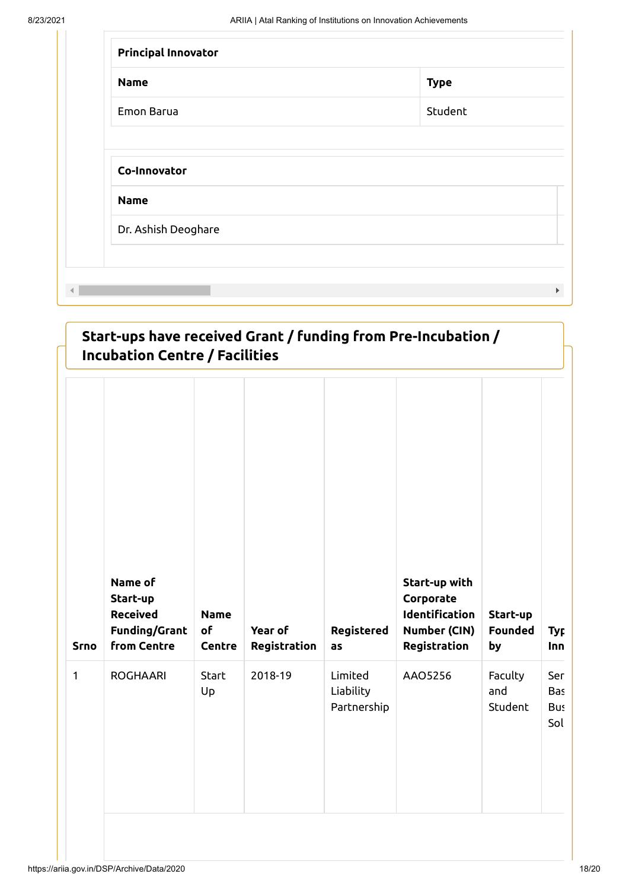| Principal Innovator | |
|---|---|
| **Name** | **Type** |
| Emon Barua | Student |

| Co-Innovator |
|---|
| **Name** |
| Dr. Ashish Deoghare |

## Start-ups have received Grant / funding from Pre-Incubation / Incubation Centre / Facilities

| Srno | Name of Start-up Received Funding/Grant from Centre | Name of Centre | Year of Registration | Registered as | Start-up with Corporate Identification Number (CIN) Registration | Start-up Founded by | Typ Inn |
|---|---|---|---|---|---|---|---|
| 1 | ROGHAARI | Start Up | 2018-19 | Limited Liability Partnership | AAO5256 | Faculty and Student | Ser Bas Bus Sol |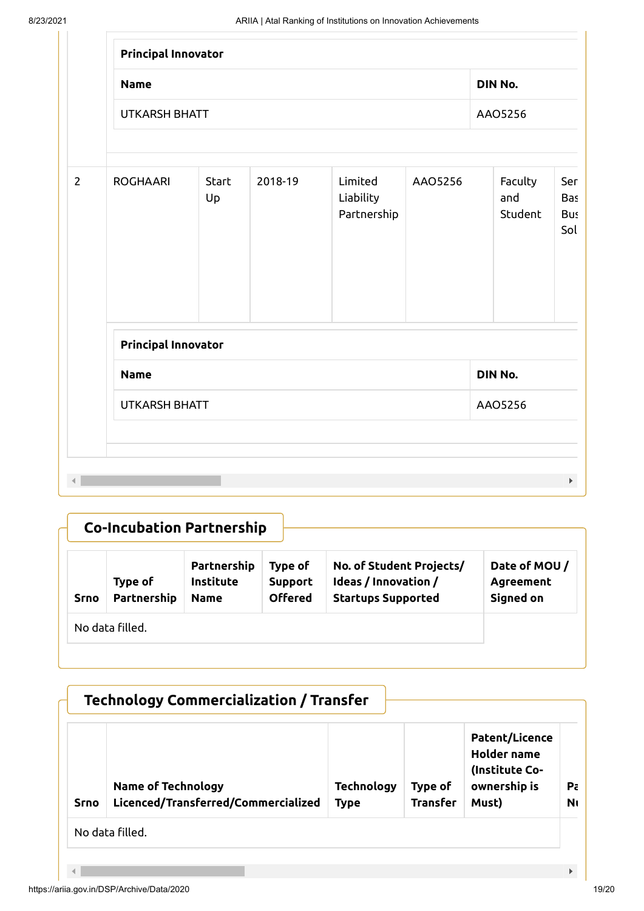| Principal Innovator | |
|---|---|
| **Name** | **DIN No.** |
| UTKARSH BHATT | AAO5256 |

| 2 | ROGHAARI | Start Up | 2018-19 | Limited Liability Partnership | AAO5256 | Faculty and Student | Ser Bas Bus Sol |
|---|---|---|---|---|---|---|---|

| Principal Innovator | |
|---|---|
| **Name** | **DIN No.** |
| UTKARSH BHATT | AAO5256 |

## Co-Incubation Partnership

| Srno | Type of Partnership | Partnership Institute Name | Type of Support Offered | No. of Student Projects/ Ideas / Innovation / Startups Supported | Date of MOU / Agreement Signed on |
|---|---|---|---|---|---|
| No data filled. | | | | | |

## Technology Commercialization / Transfer

| Srno | Name of Technology Licenced/Transferred/Commercialized | Technology Type | Type of Transfer | Patent/Licence Holder name (Institute Co-ownership is Must) | Pa Nu |
|---|---|---|---|---|---|
| No data filled. | | | | | |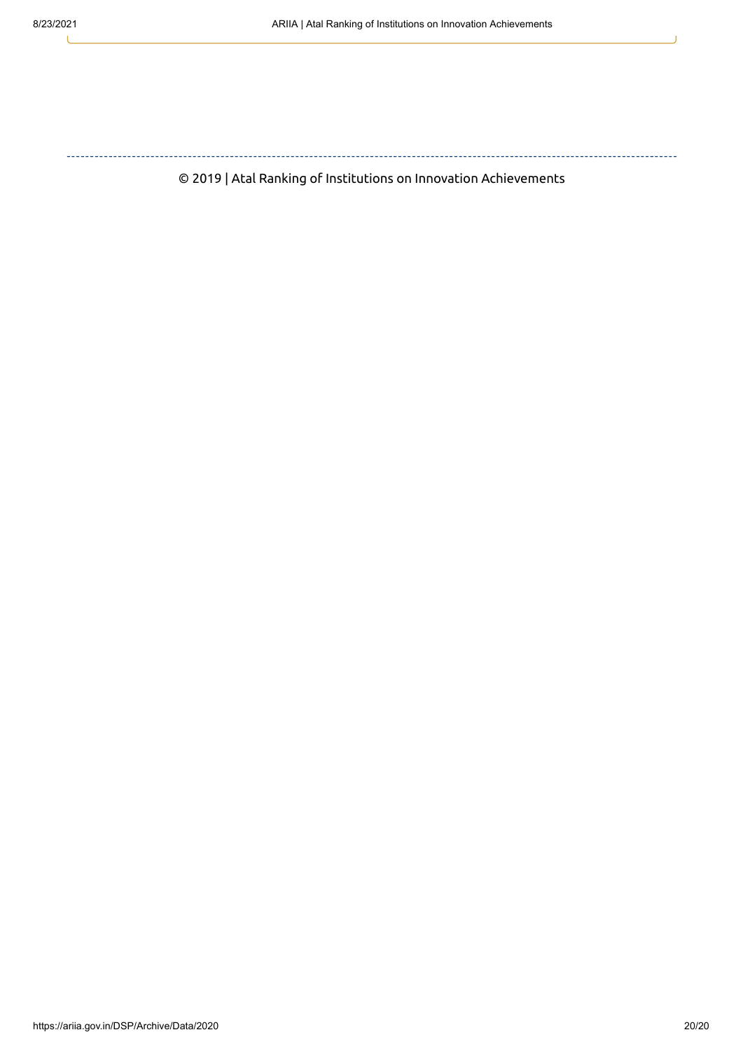© 2019 | Atal Ranking of Institutions on Innovation Achievements